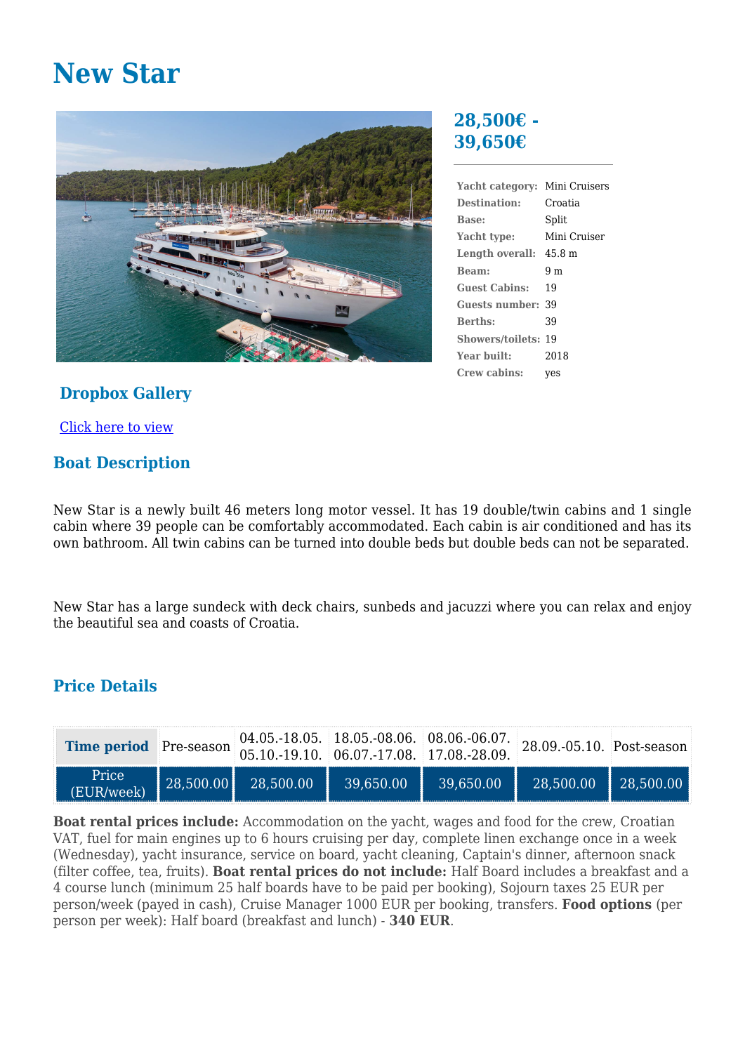# New Star

## 28,500€ - 39,650€

| | |
|---|---|
| **Yacht category:** | Mini Cruisers |
| **Destination:** | Croatia |
| **Base:** | Split |
| **Yacht type:** | Mini Cruiser |
| **Length overall:** | 45.8 m |
| **Beam:** | 9 m |
| **Guest Cabins:** | 19 |
| **Guests number:** | 39 |
| **Berths:** | 39 |
| **Showers/toilets:** | 19 |
| **Year built:** | 2018 |
| **Crew cabins:** | yes |

### Dropbox Gallery

Click here to view

### Boat Description

New Star is a newly built 46 meters long motor vessel. It has 19 double/twin cabins and 1 single cabin where 39 people can be comfortably accommodated. Each cabin is air conditioned and has its own bathroom. All twin cabins can be turned into double beds but double beds can not be separated.

New Star has a large sundeck with deck chairs, sunbeds and jacuzzi where you can relax and enjoy the beautiful sea and coasts of Croatia.

### Price Details

| Time period | Pre-season | 04.05.-18.05. 05.10.-19.10. | 18.05.-08.06. 06.07.-17.08. | 08.06.-06.07. 17.08.-28.09. | 28.09.-05.10. | Post-season |
|---|---|---|---|---|---|---|
| Price (EUR/week) | 28,500.00 | 28,500.00 | 39,650.00 | 39,650.00 | 28,500.00 | 28,500.00 |

**Boat rental prices include:** Accommodation on the yacht, wages and food for the crew, Croatian VAT, fuel for main engines up to 6 hours cruising per day, complete linen exchange once in a week (Wednesday), yacht insurance, service on board, yacht cleaning, Captain's dinner, afternoon snack (filter coffee, tea, fruits). **Boat rental prices do not include:** Half Board includes a breakfast and a 4 course lunch (minimum 25 half boards have to be paid per booking), Sojourn taxes 25 EUR per person/week (payed in cash), Cruise Manager 1000 EUR per booking, transfers. **Food options** (per person per week): Half board (breakfast and lunch) - **340 EUR**.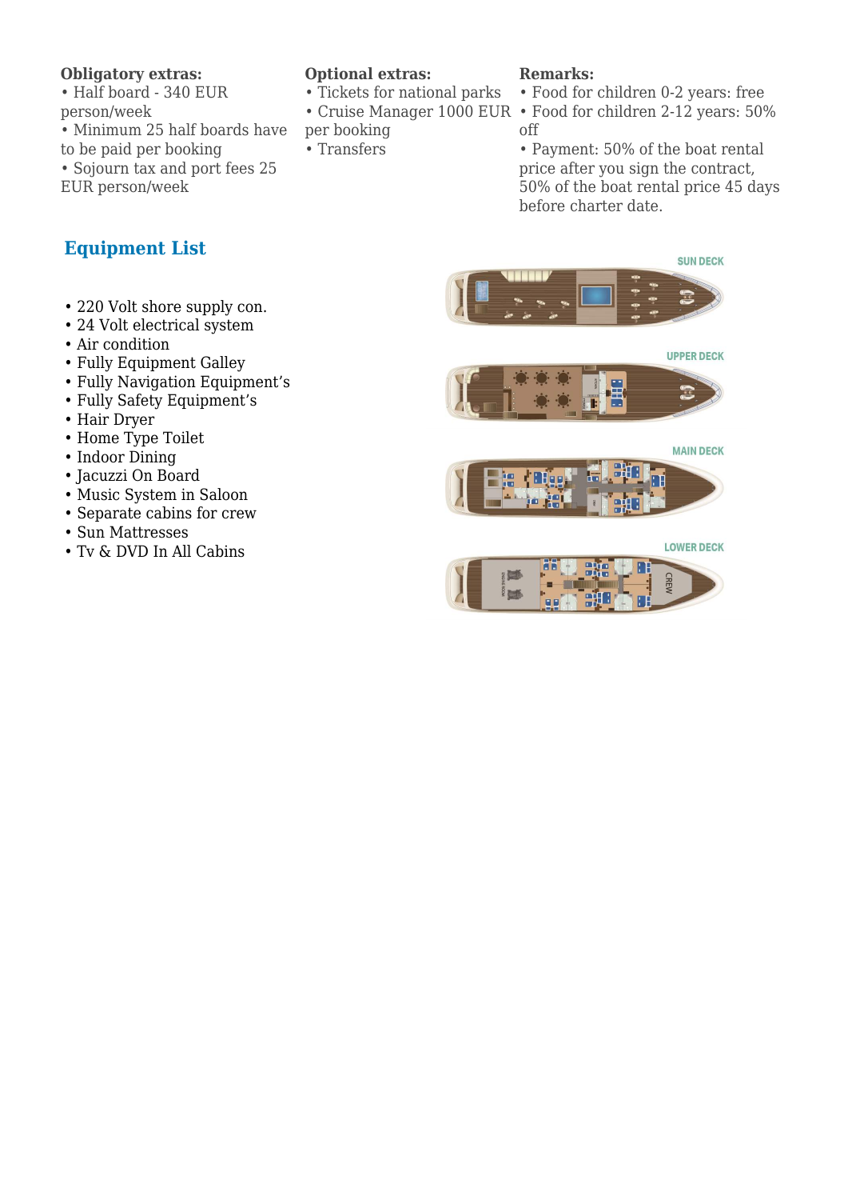**Obligatory extras:**

- Half board - 340 EUR person/week
- Minimum 25 half boards have to be paid per booking
- Sojourn tax and port fees 25 EUR person/week

**Optional extras:**

- Tickets for national parks
- Cruise Manager 1000 EUR per booking
- Transfers

**Remarks:**

- Food for children 0-2 years: free
- Food for children 2-12 years: 50% off
- Payment: 50% of the boat rental price after you sign the contract, 50% of the boat rental price 45 days before charter date.

## Equipment List

- 220 Volt shore supply con.
- 24 Volt electrical system
- Air condition
- Fully Equipment Galley
- Fully Navigation Equipment's
- Fully Safety Equipment's
- Hair Dryer
- Home Type Toilet
- Indoor Dining
- Jacuzzi On Board
- Music System in Saloon
- Separate cabins for crew
- Sun Mattresses
- Tv & DVD In All Cabins

SUN DECK

UPPER DECK

MAIN DECK

LOWER DECK

CREW